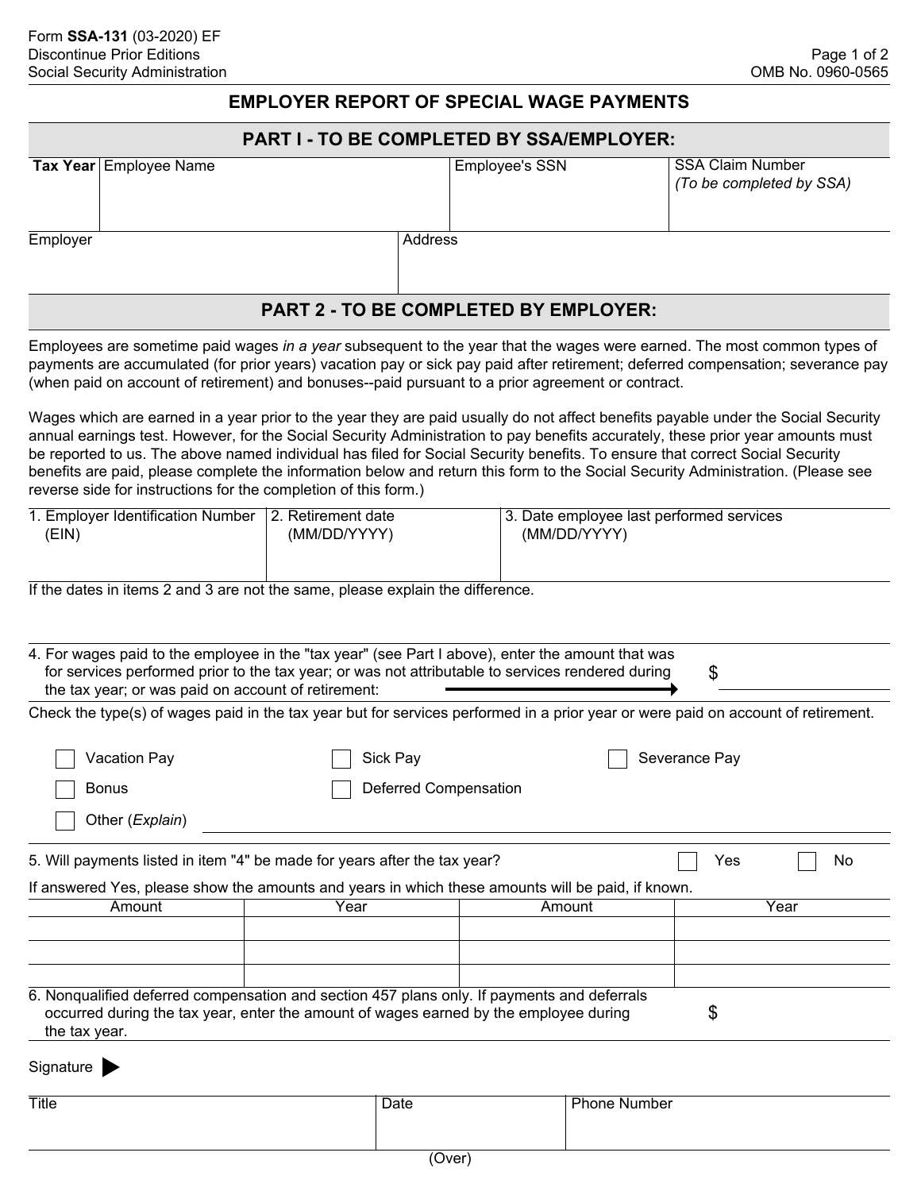Form **SSA-131** (03-2020) EF
Discontinue Prior Editions
Social Security Administration

OMB No. 0960-0565

# EMPLOYER REPORT OF SPECIAL WAGE PAYMENTS

## PART I - TO BE COMPLETED BY SSA/EMPLOYER:

| **Tax Year** | Employee Name | Employee's SSN | SSA Claim Number *(To be completed by SSA)* |
|---|---|---|---|
| | | | |

| Employer | Address |
|---|---|
| | |

## PART 2 - TO BE COMPLETED BY EMPLOYER:

Employees are sometime paid wages *in a year* subsequent to the year that the wages were earned. The most common types of payments are accumulated (for prior years) vacation pay or sick pay paid after retirement; deferred compensation; severance pay (when paid on account of retirement) and bonuses--paid pursuant to a prior agreement or contract.

Wages which are earned in a year prior to the year they are paid usually do not affect benefits payable under the Social Security annual earnings test. However, for the Social Security Administration to pay benefits accurately, these prior year amounts must be reported to us. The above named individual has filed for Social Security benefits. To ensure that correct Social Security benefits are paid, please complete the information below and return this form to the Social Security Administration. (Please see reverse side for instructions for the completion of this form.)

| 1. Employer Identification Number (EIN) | 2. Retirement date (MM/DD/YYYY) | 3. Date employee last performed services (MM/DD/YYYY) |
|---|---|---|
| | | |

If the dates in items 2 and 3 are not the same, please explain the difference.

4. For wages paid to the employee in the "tax year" (see Part I above), enter the amount that was for services performed prior to the tax year; or was not attributable to services rendered during the tax year; or was paid on account of retirement: → $ ______

Check the type(s) of wages paid in the tax year but for services performed in a prior year or were paid on account of retirement.

- ☐ Vacation Pay
- ☐ Sick Pay
- ☐ Severance Pay
- ☐ Bonus
- ☐ Deferred Compensation
- ☐ Other (*Explain*) ______

5. Will payments listed in item "4" be made for years after the tax year? ☐ Yes ☐ No

If answered Yes, please show the amounts and years in which these amounts will be paid, if known.

| Amount | Year | Amount | Year |
|---|---|---|---|
| | | | |
| | | | |
| | | | |

6. Nonqualified deferred compensation and section 457 plans only. If payments and deferrals occurred during the tax year, enter the amount of wages earned by the employee during the tax year. $ ______

Signature ▶

| Title | Date | Phone Number |
|---|---|---|
| | | |

(Over)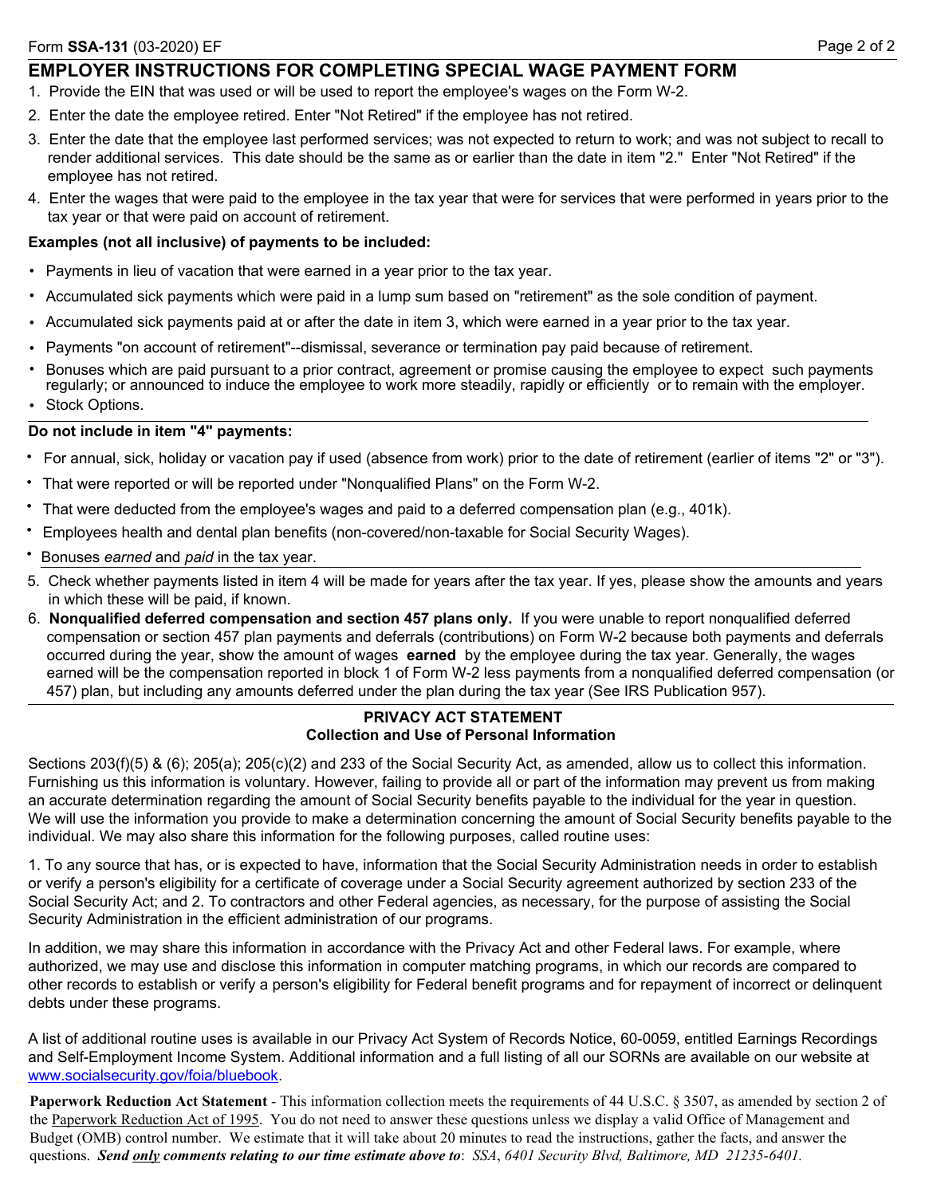## EMPLOYER INSTRUCTIONS FOR COMPLETING SPECIAL WAGE PAYMENT FORM

1. Provide the EIN that was used or will be used to report the employee's wages on the Form W-2.
2. Enter the date the employee retired. Enter "Not Retired" if the employee has not retired.
3. Enter the date that the employee last performed services; was not expected to return to work; and was not subject to recall to render additional services. This date should be the same as or earlier than the date in item "2." Enter "Not Retired" if the employee has not retired.
4. Enter the wages that were paid to the employee in the tax year that were for services that were performed in years prior to the tax year or that were paid on account of retirement.

**Examples (not all inclusive) of payments to be included:**

- Payments in lieu of vacation that were earned in a year prior to the tax year.
- Accumulated sick payments which were paid in a lump sum based on "retirement" as the sole condition of payment.
- Accumulated sick payments paid at or after the date in item 3, which were earned in a year prior to the tax year.
- Payments "on account of retirement"--dismissal, severance or termination pay paid because of retirement.
- Bonuses which are paid pursuant to a prior contract, agreement or promise causing the employee to expect such payments regularly; or announced to induce the employee to work more steadily, rapidly or efficiently or to remain with the employer.
- Stock Options.

**Do not include in item "4" payments:**

- For annual, sick, holiday or vacation pay if used (absence from work) prior to the date of retirement (earlier of items "2" or "3").
- That were reported or will be reported under "Nonqualified Plans" on the Form W-2.
- That were deducted from the employee's wages and paid to a deferred compensation plan (e.g., 401k).
- Employees health and dental plan benefits (non-covered/non-taxable for Social Security Wages).
- Bonuses *earned* and *paid* in the tax year.

5. Check whether payments listed in item 4 will be made for years after the tax year. If yes, please show the amounts and years in which these will be paid, if known.
6. **Nonqualified deferred compensation and section 457 plans only.** If you were unable to report nonqualified deferred compensation or section 457 plan payments and deferrals (contributions) on Form W-2 because both payments and deferrals occurred during the year, show the amount of wages **earned** by the employee during the tax year. Generally, the wages earned will be the compensation reported in block 1 of Form W-2 less payments from a nonqualified deferred compensation (or 457) plan, but including any amounts deferred under the plan during the tax year (See IRS Publication 957).

### PRIVACY ACT STATEMENT
### Collection and Use of Personal Information

Sections 203(f)(5) & (6); 205(a); 205(c)(2) and 233 of the Social Security Act, as amended, allow us to collect this information. Furnishing us this information is voluntary. However, failing to provide all or part of the information may prevent us from making an accurate determination regarding the amount of Social Security benefits payable to the individual for the year in question. We will use the information you provide to make a determination concerning the amount of Social Security benefits payable to the individual. We may also share this information for the following purposes, called routine uses:

1. To any source that has, or is expected to have, information that the Social Security Administration needs in order to establish or verify a person's eligibility for a certificate of coverage under a Social Security agreement authorized by section 233 of the Social Security Act; and 2. To contractors and other Federal agencies, as necessary, for the purpose of assisting the Social Security Administration in the efficient administration of our programs.

In addition, we may share this information in accordance with the Privacy Act and other Federal laws. For example, where authorized, we may use and disclose this information in computer matching programs, in which our records are compared to other records to establish or verify a person's eligibility for Federal benefit programs and for repayment of incorrect or delinquent debts under these programs.

A list of additional routine uses is available in our Privacy Act System of Records Notice, 60-0059, entitled Earnings Recordings and Self-Employment Income System. Additional information and a full listing of all our SORNs are available on our website at www.socialsecurity.gov/foia/bluebook.

**Paperwork Reduction Act Statement** - This information collection meets the requirements of 44 U.S.C. § 3507, as amended by section 2 of the Paperwork Reduction Act of 1995. You do not need to answer these questions unless we display a valid Office of Management and Budget (OMB) control number. We estimate that it will take about 20 minutes to read the instructions, gather the facts, and answer the questions. ***Send only comments relating to our time estimate above to***: *SSA, 6401 Security Blvd, Baltimore, MD 21235-6401.*